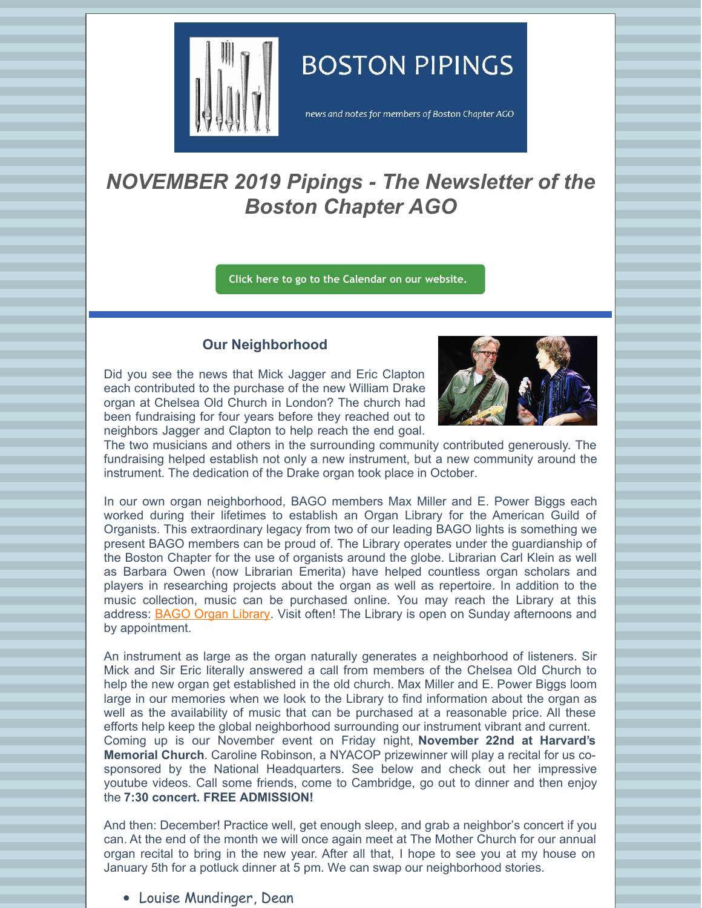# BOSTON PIPINGS

*news and notes for members of Boston Chapter AGO*

## *NOVEMBER 2019 Pipings - The Newsletter of the Boston Chapter AGO*

**Click here to go to the Calendar on our website.**

### Our Neighborhood

Did you see the news that Mick Jagger and Eric Clapton each contributed to the purchase of the new William Drake organ at Chelsea Old Church in London? The church had been fundraising for four years before they reached out to neighbors Jagger and Clapton to help reach the end goal. The two musicians and others in the surrounding community contributed generously. The fundraising helped establish not only a new instrument, but a new community around the instrument. The dedication of the Drake organ took place in October.

In our own organ neighborhood, BAGO members Max Miller and E. Power Biggs each worked during their lifetimes to establish an Organ Library for the American Guild of Organists. This extraordinary legacy from two of our leading BAGO lights is something we present BAGO members can be proud of. The Library operates under the guardianship of the Boston Chapter for the use of organists around the globe. Librarian Carl Klein as well as Barbara Owen (now Librarian Emerita) have helped countless organ scholars and players in researching projects about the organ as well as repertoire. In addition to the music collection, music can be purchased online. You may reach the Library at this address: BAGO Organ Library. Visit often! The Library is open on Sunday afternoons and by appointment.

An instrument as large as the organ naturally generates a neighborhood of listeners. Sir Mick and Sir Eric literally answered a call from members of the Chelsea Old Church to help the new organ get established in the old church. Max Miller and E. Power Biggs loom large in our memories when we look to the Library to find information about the organ as well as the availability of music that can be purchased at a reasonable price. All these efforts help keep the global neighborhood surrounding our instrument vibrant and current. Coming up is our November event on Friday night, **November 22nd at Harvard's Memorial Church**. Caroline Robinson, a NYACOP prizewinner will play a recital for us co-sponsored by the National Headquarters. See below and check out her impressive youtube videos. Call some friends, come to Cambridge, go out to dinner and then enjoy the **7:30 concert. FREE ADMISSION!**

And then: December! Practice well, get enough sleep, and grab a neighbor's concert if you can. At the end of the month we will once again meet at The Mother Church for our annual organ recital to bring in the new year. After all that, I hope to see you at my house on January 5th for a potluck dinner at 5 pm. We can swap our neighborhood stories.

- Louise Mundinger, Dean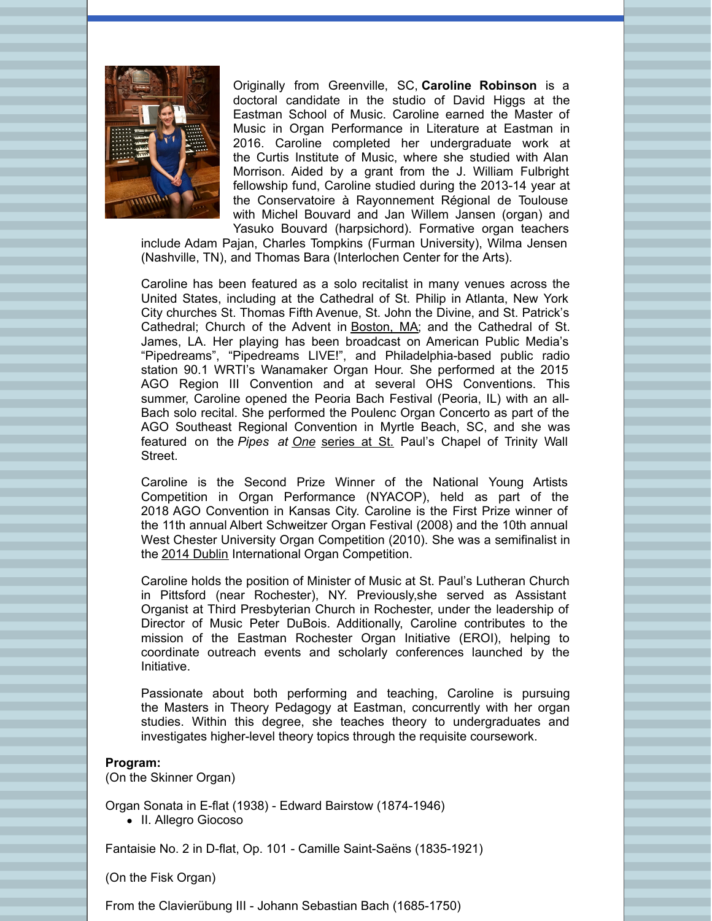Originally from Greenville, SC, **Caroline Robinson** is a doctoral candidate in the studio of David Higgs at the Eastman School of Music. Caroline earned the Master of Music in Organ Performance in Literature at Eastman in 2016. Caroline completed her undergraduate work at the Curtis Institute of Music, where she studied with Alan Morrison. Aided by a grant from the J. William Fulbright fellowship fund, Caroline studied during the 2013-14 year at the Conservatoire à Rayonnement Régional de Toulouse with Michel Bouvard and Jan Willem Jansen (organ) and Yasuko Bouvard (harpsichord). Formative organ teachers include Adam Pajan, Charles Tompkins (Furman University), Wilma Jensen (Nashville, TN), and Thomas Bara (Interlochen Center for the Arts).

Caroline has been featured as a solo recitalist in many venues across the United States, including at the Cathedral of St. Philip in Atlanta, New York City churches St. Thomas Fifth Avenue, St. John the Divine, and St. Patrick's Cathedral; Church of the Advent in Boston, MA; and the Cathedral of St. James, LA. Her playing has been broadcast on American Public Media's "Pipedreams", "Pipedreams LIVE!", and Philadelphia-based public radio station 90.1 WRTI's Wanamaker Organ Hour. She performed at the 2015 AGO Region III Convention and at several OHS Conventions. This summer, Caroline opened the Peoria Bach Festival (Peoria, IL) with an all-Bach solo recital. She performed the Poulenc Organ Concerto as part of the AGO Southeast Regional Convention in Myrtle Beach, SC, and she was featured on the *Pipes at One* series at St. Paul's Chapel of Trinity Wall Street.

Caroline is the Second Prize Winner of the National Young Artists Competition in Organ Performance (NYACOP), held as part of the 2018 AGO Convention in Kansas City. Caroline is the First Prize winner of the 11th annual Albert Schweitzer Organ Festival (2008) and the 10th annual West Chester University Organ Competition (2010). She was a semifinalist in the 2014 Dublin International Organ Competition.

Caroline holds the position of Minister of Music at St. Paul's Lutheran Church in Pittsford (near Rochester), NY. Previously,she served as Assistant Organist at Third Presbyterian Church in Rochester, under the leadership of Director of Music Peter DuBois. Additionally, Caroline contributes to the mission of the Eastman Rochester Organ Initiative (EROI), helping to coordinate outreach events and scholarly conferences launched by the Initiative.

Passionate about both performing and teaching, Caroline is pursuing the Masters in Theory Pedagogy at Eastman, concurrently with her organ studies. Within this degree, she teaches theory to undergraduates and investigates higher-level theory topics through the requisite coursework.

**Program:**
(On the Skinner Organ)

Organ Sonata in E-flat (1938) - Edward Bairstow (1874-1946)

- II. Allegro Giocoso

Fantaisie No. 2 in D-flat, Op. 101 - Camille Saint-Saëns (1835-1921)

(On the Fisk Organ)

From the Clavierübung III - Johann Sebastian Bach (1685-1750)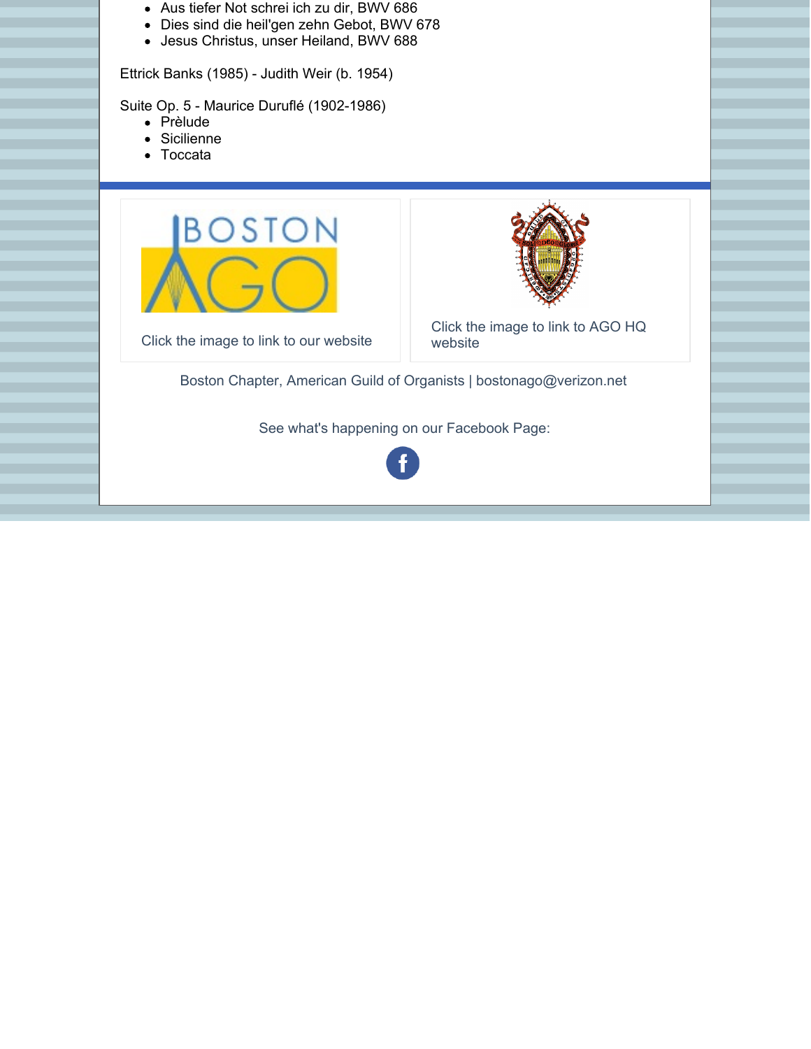- Aus tiefer Not schrei ich zu dir, BWV 686
- Dies sind die heil'gen zehn Gebot, BWV 678
- Jesus Christus, unser Heiland, BWV 688

Ettrick Banks (1985) - Judith Weir (b. 1954)

Suite Op. 5 - Maurice Duruflé (1902-1986)

- Prèlude
- Sicilienne
- Toccata

Click the image to link to our website

Click the image to link to AGO HQ website

Boston Chapter, American Guild of Organists | bostonago@verizon.net

See what's happening on our Facebook Page: